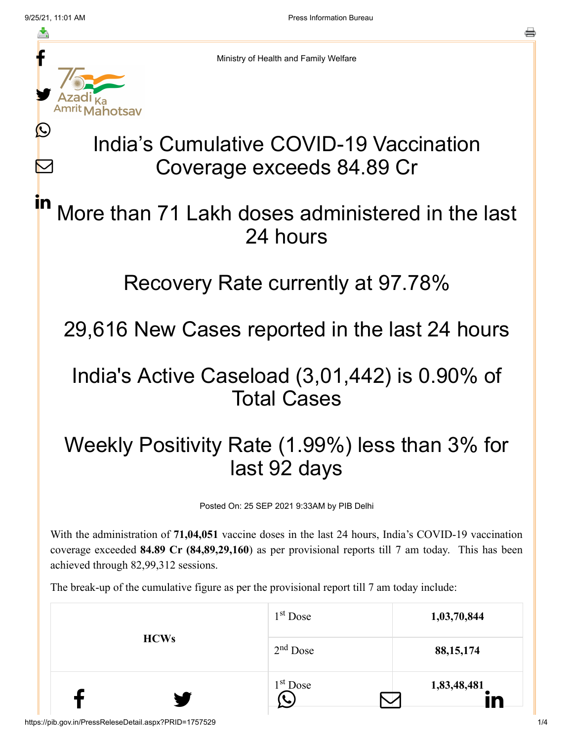Ministry of Health and Family Welfare

# India's Cumulative COVID-19 Vaccination Coverage exceeds 84.89 Cr

## More than 71 Lakh doses administered in the last 24 hours

## Recovery Rate currently at 97.78%

## 29,616 New Cases reported in the last 24 hours

## India's Active Caseload (3,01,442) is 0.90% of Total Cases

## Weekly Positivity Rate (1.99%) less than 3% for last 92 days

Posted On: 25 SEP 2021 9:33AM by PIB Delhi

With the administration of **71,04,051** vaccine doses in the last 24 hours, India's COVID-19 vaccination coverage exceeded **84.89 Cr (84,89,29,160**) as per provisional reports till 7 am today. This has been achieved through 82,99,312 sessions.

The break-up of the cumulative figure as per the provisional report till 7 am today include:

| | | |
|---|---|---|
| **HCWs** | 1st Dose | **1,03,70,844** |
| | 2nd Dose | **88,15,174** |
| | 1st Dose | **1,83,48,481** |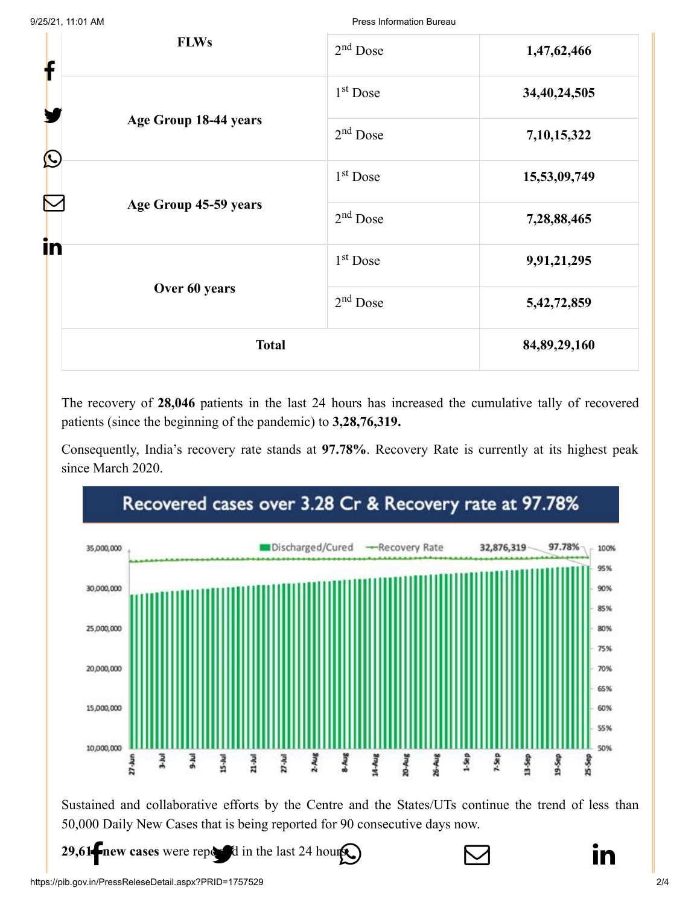| FLWs | 2nd Dose | 1,47,62,466 |
|---|---|---|
| Age Group 18-44 years | 1st Dose | 34,40,24,505 |
| | 2nd Dose | 7,10,15,322 |
| Age Group 45-59 years | 1st Dose | 15,53,09,749 |
| | 2nd Dose | 7,28,88,465 |
| Over 60 years | 1st Dose | 9,91,21,295 |
| | 2nd Dose | 5,42,72,859 |
| Total | | 84,89,29,160 |

The recovery of **28,046** patients in the last 24 hours has increased the cumulative tally of recovered patients (since the beginning of the pandemic) to **3,28,76,319.**

Consequently, India's recovery rate stands at **97.78%**. Recovery Rate is currently at its highest peak since March 2020.

Recovered cases over 3.28 Cr & Recovery rate at 97.78%

Sustained and collaborative efforts by the Centre and the States/UTs continue the trend of less than 50,000 Daily New Cases that is being reported for 90 consecutive days now.

**29,61**_ **new cases** were reported in the last 24 hours.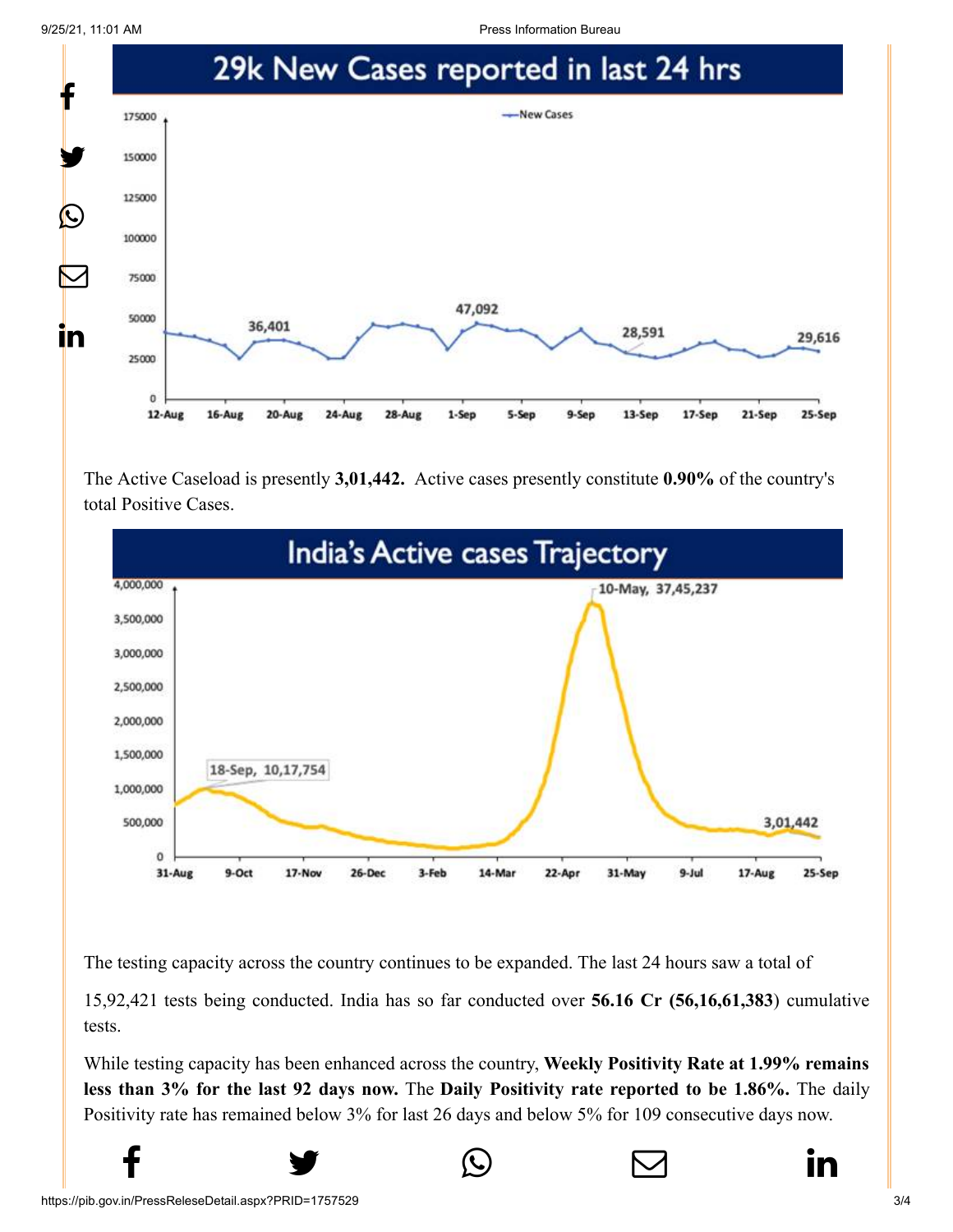## 29k New Cases reported in last 24 hrs

The Active Caseload is presently **3,01,442.** Active cases presently constitute **0.90%** of the country's total Positive Cases.

## India's Active cases Trajectory

The testing capacity across the country continues to be expanded. The last 24 hours saw a total of 15,92,421 tests being conducted. India has so far conducted over **56.16 Cr (56,16,61,383**) cumulative tests.

While testing capacity has been enhanced across the country, **Weekly Positivity Rate at 1.99% remains less than 3% for the last 92 days now.** The **Daily Positivity rate reported to be 1.86%.** The daily Positivity rate has remained below 3% for last 26 days and below 5% for 109 consecutive days now.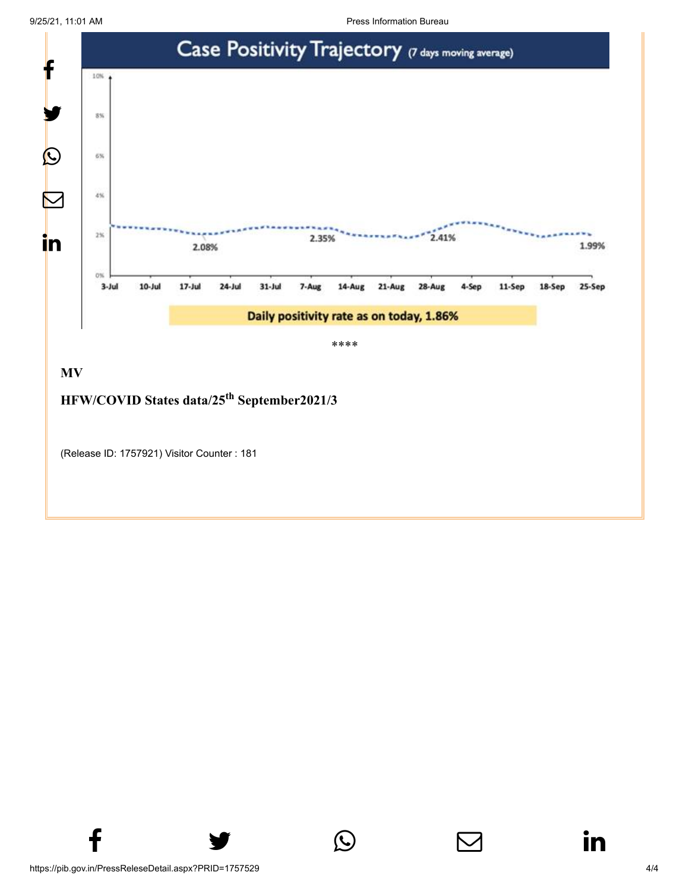Case Positivity Trajectory (7 days moving average)

10%
8%
6%
4%
2%
0%

2.08%
2.35%
2.41%
1.99%

3-Jul 10-Jul 17-Jul 24-Jul 31-Jul 7-Aug 14-Aug 21-Aug 28-Aug 4-Sep 11-Sep 18-Sep 25-Sep

Daily positivity rate as on today, 1.86%

****

**MV**

**HFW/COVID States data/25th September2021/3**

(Release ID: 1757921) Visitor Counter : 181